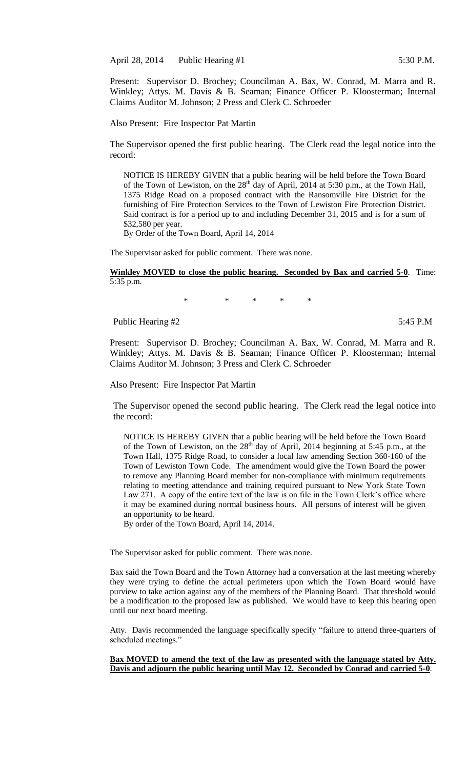April 28, 2014 Public Hearing #1 5:30 P.M.

Present: Supervisor D. Brochey; Councilman A. Bax, W. Conrad, M. Marra and R. Winkley; Attys. M. Davis & B. Seaman; Finance Officer P. Kloosterman; Internal Claims Auditor M. Johnson; 2 Press and Clerk C. Schroeder

Also Present: Fire Inspector Pat Martin

The Supervisor opened the first public hearing. The Clerk read the legal notice into the record:

> NOTICE IS HEREBY GIVEN that a public hearing will be held before the Town Board of the Town of Lewiston, on the 28th day of April, 2014 at 5:30 p.m., at the Town Hall, 1375 Ridge Road on a proposed contract with the Ransomville Fire District for the furnishing of Fire Protection Services to the Town of Lewiston Fire Protection District. Said contract is for a period up to and including December 31, 2015 and is for a sum of \$32,580 per year.
>
> By Order of the Town Board, April 14, 2014

The Supervisor asked for public comment. There was none.

**Winkley MOVED to close the public hearing. Seconded by Bax and carried 5-0**. Time: 5:35 p.m.

\* \* \* \* \*

Public Hearing #2 5:45 P.M

Present: Supervisor D. Brochey; Councilman A. Bax, W. Conrad, M. Marra and R. Winkley; Attys. M. Davis & B. Seaman; Finance Officer P. Kloosterman; Internal Claims Auditor M. Johnson; 3 Press and Clerk C. Schroeder

Also Present: Fire Inspector Pat Martin

The Supervisor opened the second public hearing. The Clerk read the legal notice into the record:

> NOTICE IS HEREBY GIVEN that a public hearing will be held before the Town Board of the Town of Lewiston, on the 28th day of April, 2014 beginning at 5:45 p.m., at the Town Hall, 1375 Ridge Road, to consider a local law amending Section 360-160 of the Town of Lewiston Town Code. The amendment would give the Town Board the power to remove any Planning Board member for non-compliance with minimum requirements relating to meeting attendance and training required pursuant to New York State Town Law 271. A copy of the entire text of the law is on file in the Town Clerk's office where it may be examined during normal business hours. All persons of interest will be given an opportunity to be heard.
>
> By order of the Town Board, April 14, 2014.

The Supervisor asked for public comment. There was none.

Bax said the Town Board and the Town Attorney had a conversation at the last meeting whereby they were trying to define the actual perimeters upon which the Town Board would have purview to take action against any of the members of the Planning Board. That threshold would be a modification to the proposed law as published. We would have to keep this hearing open until our next board meeting.

Atty. Davis recommended the language specifically specify "failure to attend three-quarters of scheduled meetings."

**Bax MOVED to amend the text of the law as presented with the language stated by Atty. Davis and adjourn the public hearing until May 12. Seconded by Conrad and carried 5-0**.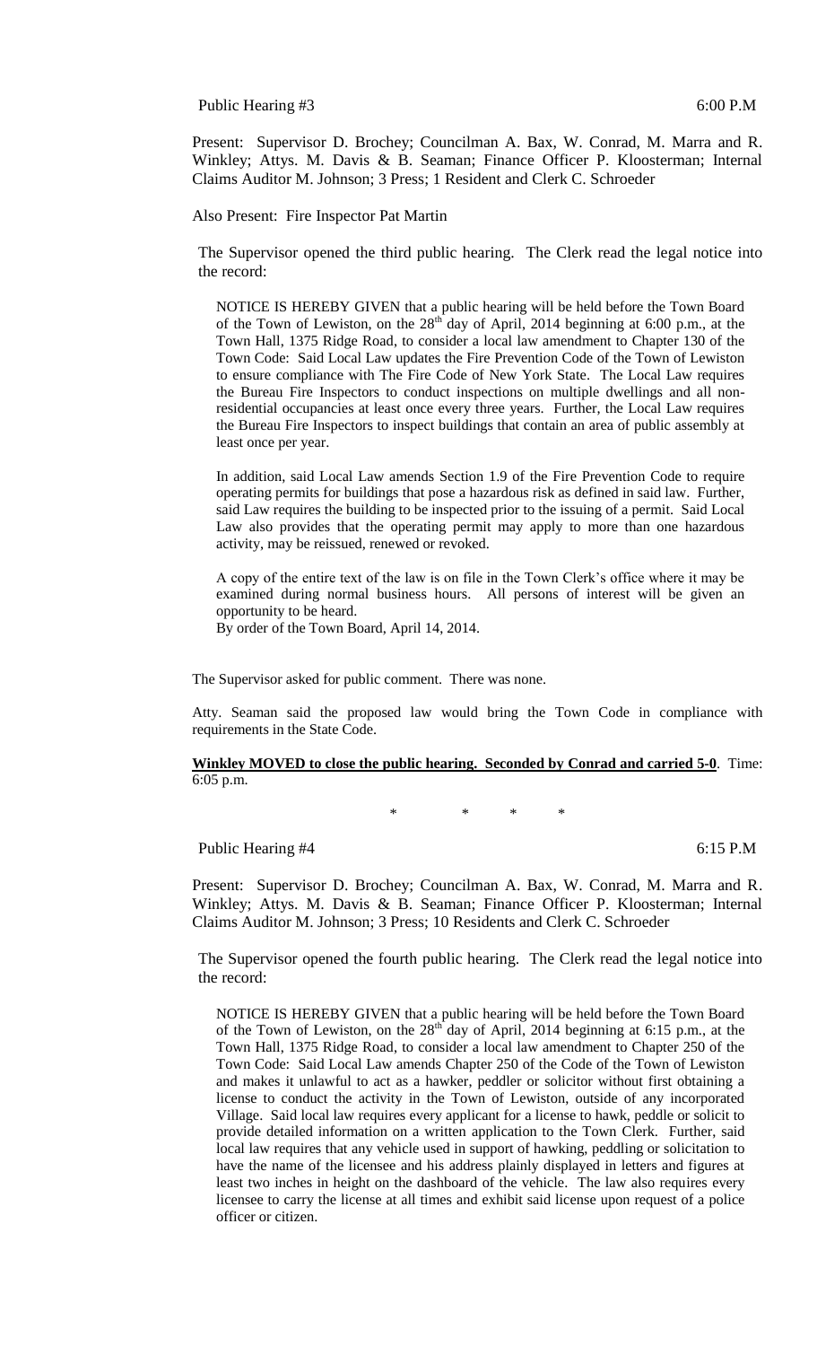Public Hearing #3 6:00 P.M

Present: Supervisor D. Brochey; Councilman A. Bax, W. Conrad, M. Marra and R. Winkley; Attys. M. Davis & B. Seaman; Finance Officer P. Kloosterman; Internal Claims Auditor M. Johnson; 3 Press; 1 Resident and Clerk C. Schroeder

Also Present: Fire Inspector Pat Martin

The Supervisor opened the third public hearing. The Clerk read the legal notice into the record:

NOTICE IS HEREBY GIVEN that a public hearing will be held before the Town Board of the Town of Lewiston, on the 28th day of April, 2014 beginning at 6:00 p.m., at the Town Hall, 1375 Ridge Road, to consider a local law amendment to Chapter 130 of the Town Code: Said Local Law updates the Fire Prevention Code of the Town of Lewiston to ensure compliance with The Fire Code of New York State. The Local Law requires the Bureau Fire Inspectors to conduct inspections on multiple dwellings and all non-residential occupancies at least once every three years. Further, the Local Law requires the Bureau Fire Inspectors to inspect buildings that contain an area of public assembly at least once per year.

In addition, said Local Law amends Section 1.9 of the Fire Prevention Code to require operating permits for buildings that pose a hazardous risk as defined in said law. Further, said Law requires the building to be inspected prior to the issuing of a permit. Said Local Law also provides that the operating permit may apply to more than one hazardous activity, may be reissued, renewed or revoked.

A copy of the entire text of the law is on file in the Town Clerk's office where it may be examined during normal business hours. All persons of interest will be given an opportunity to be heard.
By order of the Town Board, April 14, 2014.

The Supervisor asked for public comment. There was none.

Atty. Seaman said the proposed law would bring the Town Code in compliance with requirements in the State Code.

**Winkley MOVED to close the public hearing. Seconded by Conrad and carried 5-0**. Time: 6:05 p.m.

\* \* \* \*

Public Hearing #4 6:15 P.M

Present: Supervisor D. Brochey; Councilman A. Bax, W. Conrad, M. Marra and R. Winkley; Attys. M. Davis & B. Seaman; Finance Officer P. Kloosterman; Internal Claims Auditor M. Johnson; 3 Press; 10 Residents and Clerk C. Schroeder

The Supervisor opened the fourth public hearing. The Clerk read the legal notice into the record:

NOTICE IS HEREBY GIVEN that a public hearing will be held before the Town Board of the Town of Lewiston, on the 28th day of April, 2014 beginning at 6:15 p.m., at the Town Hall, 1375 Ridge Road, to consider a local law amendment to Chapter 250 of the Town Code: Said Local Law amends Chapter 250 of the Code of the Town of Lewiston and makes it unlawful to act as a hawker, peddler or solicitor without first obtaining a license to conduct the activity in the Town of Lewiston, outside of any incorporated Village. Said local law requires every applicant for a license to hawk, peddle or solicit to provide detailed information on a written application to the Town Clerk. Further, said local law requires that any vehicle used in support of hawking, peddling or solicitation to have the name of the licensee and his address plainly displayed in letters and figures at least two inches in height on the dashboard of the vehicle. The law also requires every licensee to carry the license at all times and exhibit said license upon request of a police officer or citizen.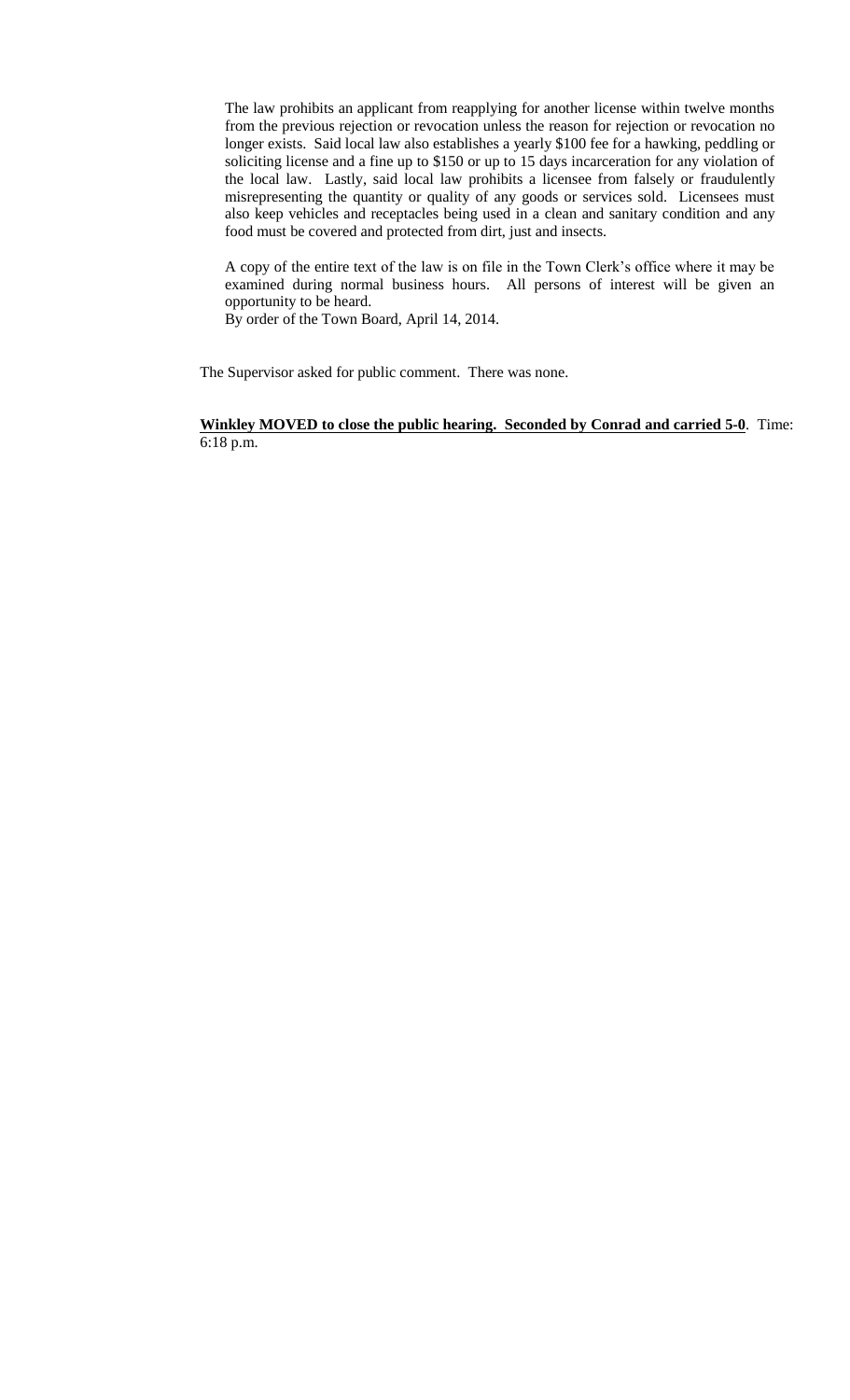The law prohibits an applicant from reapplying for another license within twelve months from the previous rejection or revocation unless the reason for rejection or revocation no longer exists. Said local law also establishes a yearly $100 fee for a hawking, peddling or soliciting license and a fine up to $150 or up to 15 days incarceration for any violation of the local law. Lastly, said local law prohibits a licensee from falsely or fraudulently misrepresenting the quantity or quality of any goods or services sold. Licensees must also keep vehicles and receptacles being used in a clean and sanitary condition and any food must be covered and protected from dirt, just and insects.

A copy of the entire text of the law is on file in the Town Clerk's office where it may be examined during normal business hours. All persons of interest will be given an opportunity to be heard.
By order of the Town Board, April 14, 2014.

The Supervisor asked for public comment. There was none.

**Winkley MOVED to close the public hearing. Seconded by Conrad and carried 5-0**. Time: 6:18 p.m.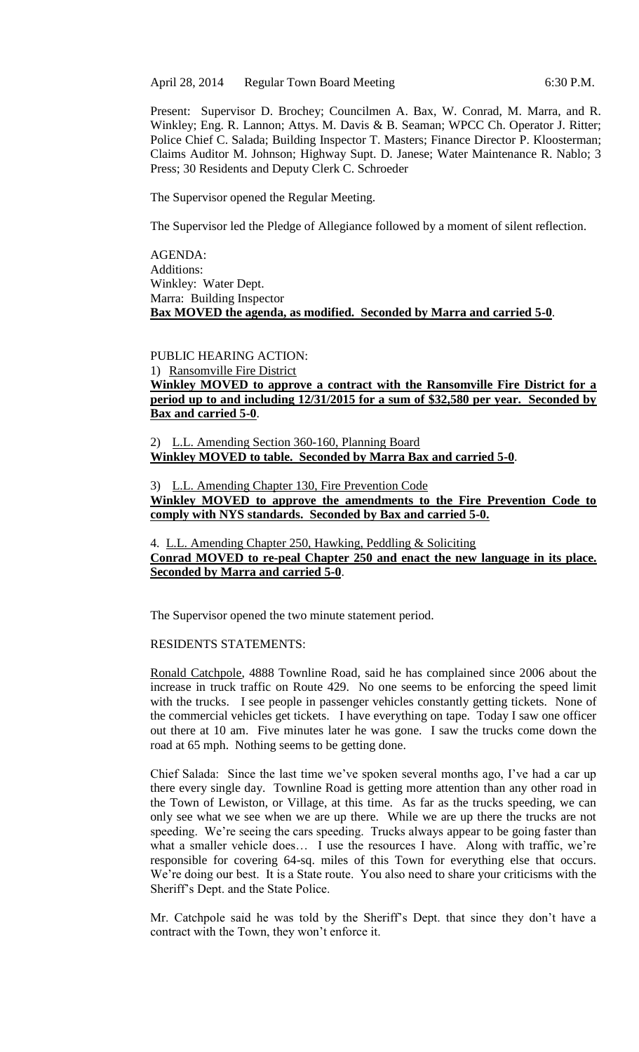April 28, 2014 Regular Town Board Meeting 6:30 P.M.

Present: Supervisor D. Brochey; Councilmen A. Bax, W. Conrad, M. Marra, and R. Winkley; Eng. R. Lannon; Attys. M. Davis & B. Seaman; WPCC Ch. Operator J. Ritter; Police Chief C. Salada; Building Inspector T. Masters; Finance Director P. Kloosterman; Claims Auditor M. Johnson; Highway Supt. D. Janese; Water Maintenance R. Nablo; 3 Press; 30 Residents and Deputy Clerk C. Schroeder

The Supervisor opened the Regular Meeting.

The Supervisor led the Pledge of Allegiance followed by a moment of silent reflection.

AGENDA:
Additions:
Winkley: Water Dept.
Marra: Building Inspector
**Bax MOVED the agenda, as modified. Seconded by Marra and carried 5-0**.

PUBLIC HEARING ACTION:

1) Ransomville Fire District

**Winkley MOVED to approve a contract with the Ransomville Fire District for a period up to and including 12/31/2015 for a sum of $32,580 per year. Seconded by Bax and carried 5-0**.

2) L.L. Amending Section 360-160, Planning Board

**Winkley MOVED to table. Seconded by Marra Bax and carried 5-0**.

3) L.L. Amending Chapter 130, Fire Prevention Code

**Winkley MOVED to approve the amendments to the Fire Prevention Code to comply with NYS standards. Seconded by Bax and carried 5-0.**

4. L.L. Amending Chapter 250, Hawking, Peddling & Soliciting

**Conrad MOVED to re-peal Chapter 250 and enact the new language in its place. Seconded by Marra and carried 5-0**.

The Supervisor opened the two minute statement period.

RESIDENTS STATEMENTS:

Ronald Catchpole, 4888 Townline Road, said he has complained since 2006 about the increase in truck traffic on Route 429. No one seems to be enforcing the speed limit with the trucks. I see people in passenger vehicles constantly getting tickets. None of the commercial vehicles get tickets. I have everything on tape. Today I saw one officer out there at 10 am. Five minutes later he was gone. I saw the trucks come down the road at 65 mph. Nothing seems to be getting done.

Chief Salada: Since the last time we've spoken several months ago, I've had a car up there every single day. Townline Road is getting more attention than any other road in the Town of Lewiston, or Village, at this time. As far as the trucks speeding, we can only see what we see when we are up there. While we are up there the trucks are not speeding. We're seeing the cars speeding. Trucks always appear to be going faster than what a smaller vehicle does… I use the resources I have. Along with traffic, we're responsible for covering 64-sq. miles of this Town for everything else that occurs. We're doing our best. It is a State route. You also need to share your criticisms with the Sheriff's Dept. and the State Police.

Mr. Catchpole said he was told by the Sheriff's Dept. that since they don't have a contract with the Town, they won't enforce it.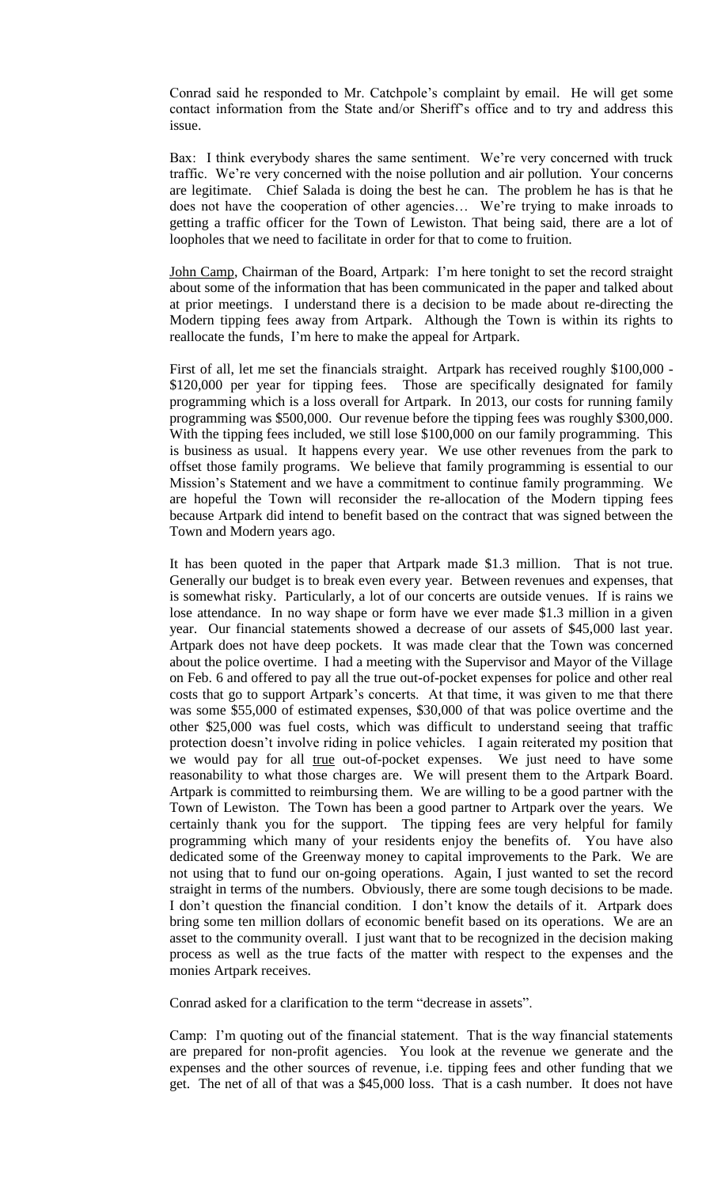Conrad said he responded to Mr. Catchpole's complaint by email. He will get some contact information from the State and/or Sheriff's office and to try and address this issue.

Bax: I think everybody shares the same sentiment. We're very concerned with truck traffic. We're very concerned with the noise pollution and air pollution. Your concerns are legitimate. Chief Salada is doing the best he can. The problem he has is that he does not have the cooperation of other agencies… We're trying to make inroads to getting a traffic officer for the Town of Lewiston. That being said, there are a lot of loopholes that we need to facilitate in order for that to come to fruition.

<u>John Camp</u>, Chairman of the Board, Artpark: I'm here tonight to set the record straight about some of the information that has been communicated in the paper and talked about at prior meetings. I understand there is a decision to be made about re-directing the Modern tipping fees away from Artpark. Although the Town is within its rights to reallocate the funds, I'm here to make the appeal for Artpark.

First of all, let me set the financials straight. Artpark has received roughly $100,000 - $120,000 per year for tipping fees. Those are specifically designated for family programming which is a loss overall for Artpark. In 2013, our costs for running family programming was $500,000. Our revenue before the tipping fees was roughly $300,000. With the tipping fees included, we still lose $100,000 on our family programming. This is business as usual. It happens every year. We use other revenues from the park to offset those family programs. We believe that family programming is essential to our Mission's Statement and we have a commitment to continue family programming. We are hopeful the Town will reconsider the re-allocation of the Modern tipping fees because Artpark did intend to benefit based on the contract that was signed between the Town and Modern years ago.

It has been quoted in the paper that Artpark made $1.3 million. That is not true. Generally our budget is to break even every year. Between revenues and expenses, that is somewhat risky. Particularly, a lot of our concerts are outside venues. If is rains we lose attendance. In no way shape or form have we ever made $1.3 million in a given year. Our financial statements showed a decrease of our assets of $45,000 last year. Artpark does not have deep pockets. It was made clear that the Town was concerned about the police overtime. I had a meeting with the Supervisor and Mayor of the Village on Feb. 6 and offered to pay all the true out-of-pocket expenses for police and other real costs that go to support Artpark's concerts. At that time, it was given to me that there was some $55,000 of estimated expenses, $30,000 of that was police overtime and the other $25,000 was fuel costs, which was difficult to understand seeing that traffic protection doesn't involve riding in police vehicles. I again reiterated my position that we would pay for all <u>true</u> out-of-pocket expenses. We just need to have some reasonability to what those charges are. We will present them to the Artpark Board. Artpark is committed to reimbursing them. We are willing to be a good partner with the Town of Lewiston. The Town has been a good partner to Artpark over the years. We certainly thank you for the support. The tipping fees are very helpful for family programming which many of your residents enjoy the benefits of. You have also dedicated some of the Greenway money to capital improvements to the Park. We are not using that to fund our on-going operations. Again, I just wanted to set the record straight in terms of the numbers. Obviously, there are some tough decisions to be made. I don't question the financial condition. I don't know the details of it. Artpark does bring some ten million dollars of economic benefit based on its operations. We are an asset to the community overall. I just want that to be recognized in the decision making process as well as the true facts of the matter with respect to the expenses and the monies Artpark receives.

Conrad asked for a clarification to the term "decrease in assets".

Camp: I'm quoting out of the financial statement. That is the way financial statements are prepared for non-profit agencies. You look at the revenue we generate and the expenses and the other sources of revenue, i.e. tipping fees and other funding that we get. The net of all of that was a $45,000 loss. That is a cash number. It does not have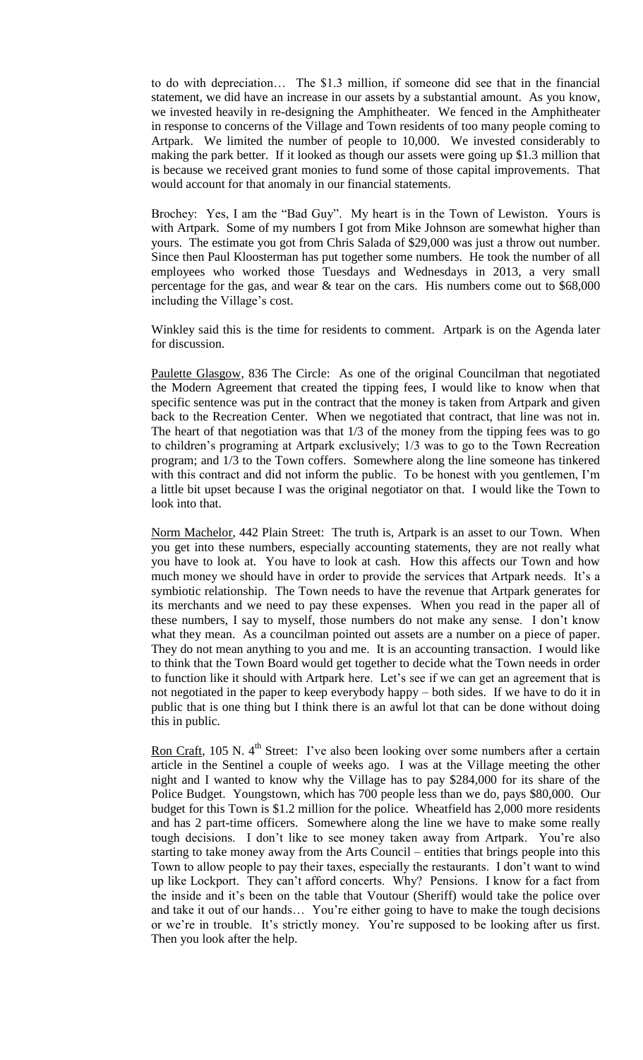to do with depreciation… The $1.3 million, if someone did see that in the financial statement, we did have an increase in our assets by a substantial amount. As you know, we invested heavily in re-designing the Amphitheater. We fenced in the Amphitheater in response to concerns of the Village and Town residents of too many people coming to Artpark. We limited the number of people to 10,000. We invested considerably to making the park better. If it looked as though our assets were going up $1.3 million that is because we received grant monies to fund some of those capital improvements. That would account for that anomaly in our financial statements.

Brochey: Yes, I am the "Bad Guy". My heart is in the Town of Lewiston. Yours is with Artpark. Some of my numbers I got from Mike Johnson are somewhat higher than yours. The estimate you got from Chris Salada of $29,000 was just a throw out number. Since then Paul Kloosterman has put together some numbers. He took the number of all employees who worked those Tuesdays and Wednesdays in 2013, a very small percentage for the gas, and wear & tear on the cars. His numbers come out to $68,000 including the Village's cost.

Winkley said this is the time for residents to comment. Artpark is on the Agenda later for discussion.

<u>Paulette Glasgow</u>, 836 The Circle: As one of the original Councilman that negotiated the Modern Agreement that created the tipping fees, I would like to know when that specific sentence was put in the contract that the money is taken from Artpark and given back to the Recreation Center. When we negotiated that contract, that line was not in. The heart of that negotiation was that 1/3 of the money from the tipping fees was to go to children's programing at Artpark exclusively; 1/3 was to go to the Town Recreation program; and 1/3 to the Town coffers. Somewhere along the line someone has tinkered with this contract and did not inform the public. To be honest with you gentlemen, I'm a little bit upset because I was the original negotiator on that. I would like the Town to look into that.

<u>Norm Machelor</u>, 442 Plain Street: The truth is, Artpark is an asset to our Town. When you get into these numbers, especially accounting statements, they are not really what you have to look at. You have to look at cash. How this affects our Town and how much money we should have in order to provide the services that Artpark needs. It's a symbiotic relationship. The Town needs to have the revenue that Artpark generates for its merchants and we need to pay these expenses. When you read in the paper all of these numbers, I say to myself, those numbers do not make any sense. I don't know what they mean. As a councilman pointed out assets are a number on a piece of paper. They do not mean anything to you and me. It is an accounting transaction. I would like to think that the Town Board would get together to decide what the Town needs in order to function like it should with Artpark here. Let's see if we can get an agreement that is not negotiated in the paper to keep everybody happy – both sides. If we have to do it in public that is one thing but I think there is an awful lot that can be done without doing this in public.

<u>Ron Craft</u>, 105 N. 4th Street: I've also been looking over some numbers after a certain article in the Sentinel a couple of weeks ago. I was at the Village meeting the other night and I wanted to know why the Village has to pay $284,000 for its share of the Police Budget. Youngstown, which has 700 people less than we do, pays $80,000. Our budget for this Town is $1.2 million for the police. Wheatfield has 2,000 more residents and has 2 part-time officers. Somewhere along the line we have to make some really tough decisions. I don't like to see money taken away from Artpark. You're also starting to take money away from the Arts Council – entities that brings people into this Town to allow people to pay their taxes, especially the restaurants. I don't want to wind up like Lockport. They can't afford concerts. Why? Pensions. I know for a fact from the inside and it's been on the table that Voutour (Sheriff) would take the police over and take it out of our hands… You're either going to have to make the tough decisions or we're in trouble. It's strictly money. You're supposed to be looking after us first. Then you look after the help.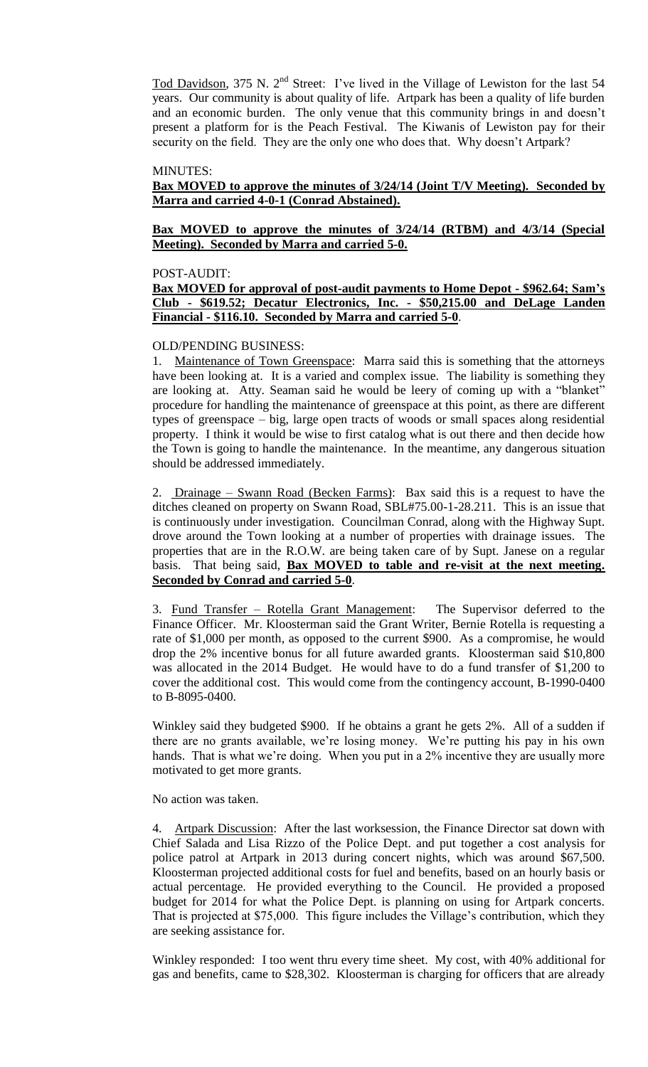<u>Tod Davidson</u>, 375 N. 2nd Street: I've lived in the Village of Lewiston for the last 54 years. Our community is about quality of life. Artpark has been a quality of life burden and an economic burden. The only venue that this community brings in and doesn't present a platform for is the Peach Festival. The Kiwanis of Lewiston pay for their security on the field. They are the only one who does that. Why doesn't Artpark?

MINUTES:

**<u>Bax MOVED to approve the minutes of 3/24/14 (Joint T/V Meeting). Seconded by Marra and carried 4-0-1 (Conrad Abstained).</u>**

**<u>Bax MOVED to approve the minutes of 3/24/14 (RTBM) and 4/3/14 (Special Meeting). Seconded by Marra and carried 5-0.</u>**

POST-AUDIT:

**<u>Bax MOVED for approval of post-audit payments to Home Depot - $962.64; Sam's Club - $619.52; Decatur Electronics, Inc. - $50,215.00 and DeLage Landen Financial - $116.10. Seconded by Marra and carried 5-0</u>**.

OLD/PENDING BUSINESS:

1. <u>Maintenance of Town Greenspace</u>: Marra said this is something that the attorneys have been looking at. It is a varied and complex issue. The liability is something they are looking at. Atty. Seaman said he would be leery of coming up with a "blanket" procedure for handling the maintenance of greenspace at this point, as there are different types of greenspace – big, large open tracts of woods or small spaces along residential property. I think it would be wise to first catalog what is out there and then decide how the Town is going to handle the maintenance. In the meantime, any dangerous situation should be addressed immediately.

2. <u>Drainage – Swann Road (Becken Farms)</u>: Bax said this is a request to have the ditches cleaned on property on Swann Road, SBL#75.00-1-28.211. This is an issue that is continuously under investigation. Councilman Conrad, along with the Highway Supt. drove around the Town looking at a number of properties with drainage issues. The properties that are in the R.O.W. are being taken care of by Supt. Janese on a regular basis. That being said, **<u>Bax MOVED to table and re-visit at the next meeting. Seconded by Conrad and carried 5-0</u>**.

3. <u>Fund Transfer – Rotella Grant Management</u>: The Supervisor deferred to the Finance Officer. Mr. Kloosterman said the Grant Writer, Bernie Rotella is requesting a rate of $1,000 per month, as opposed to the current $900. As a compromise, he would drop the 2% incentive bonus for all future awarded grants. Kloosterman said $10,800 was allocated in the 2014 Budget. He would have to do a fund transfer of $1,200 to cover the additional cost. This would come from the contingency account, B-1990-0400 to B-8095-0400.

Winkley said they budgeted $900. If he obtains a grant he gets 2%. All of a sudden if there are no grants available, we're losing money. We're putting his pay in his own hands. That is what we're doing. When you put in a 2% incentive they are usually more motivated to get more grants.

No action was taken.

4. <u>Artpark Discussion</u>: After the last worksession, the Finance Director sat down with Chief Salada and Lisa Rizzo of the Police Dept. and put together a cost analysis for police patrol at Artpark in 2013 during concert nights, which was around $67,500. Kloosterman projected additional costs for fuel and benefits, based on an hourly basis or actual percentage. He provided everything to the Council. He provided a proposed budget for 2014 for what the Police Dept. is planning on using for Artpark concerts. That is projected at $75,000. This figure includes the Village's contribution, which they are seeking assistance for.

Winkley responded: I too went thru every time sheet. My cost, with 40% additional for gas and benefits, came to $28,302. Kloosterman is charging for officers that are already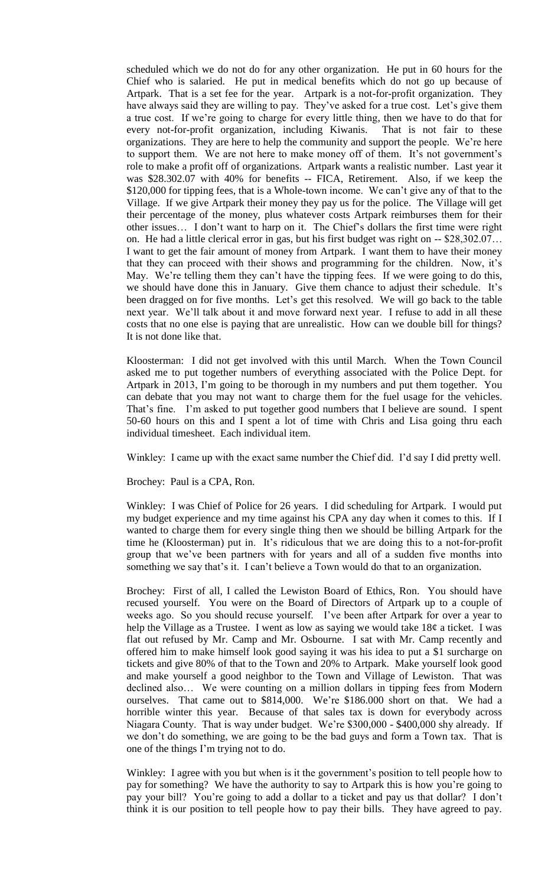scheduled which we do not do for any other organization. He put in 60 hours for the Chief who is salaried. He put in medical benefits which do not go up because of Artpark. That is a set fee for the year. Artpark is a not-for-profit organization. They have always said they are willing to pay. They've asked for a true cost. Let's give them a true cost. If we're going to charge for every little thing, then we have to do that for every not-for-profit organization, including Kiwanis. That is not fair to these organizations. They are here to help the community and support the people. We're here to support them. We are not here to make money off of them. It's not government's role to make a profit off of organizations. Artpark wants a realistic number. Last year it was $28.302.07 with 40% for benefits -- FICA, Retirement. Also, if we keep the $120,000 for tipping fees, that is a Whole-town income. We can't give any of that to the Village. If we give Artpark their money they pay us for the police. The Village will get their percentage of the money, plus whatever costs Artpark reimburses them for their other issues… I don't want to harp on it. The Chief's dollars the first time were right on. He had a little clerical error in gas, but his first budget was right on -- $28,302.07… I want to get the fair amount of money from Artpark. I want them to have their money that they can proceed with their shows and programming for the children. Now, it's May. We're telling them they can't have the tipping fees. If we were going to do this, we should have done this in January. Give them chance to adjust their schedule. It's been dragged on for five months. Let's get this resolved. We will go back to the table next year. We'll talk about it and move forward next year. I refuse to add in all these costs that no one else is paying that are unrealistic. How can we double bill for things? It is not done like that.

Kloosterman: I did not get involved with this until March. When the Town Council asked me to put together numbers of everything associated with the Police Dept. for Artpark in 2013, I'm going to be thorough in my numbers and put them together. You can debate that you may not want to charge them for the fuel usage for the vehicles. That's fine. I'm asked to put together good numbers that I believe are sound. I spent 50-60 hours on this and I spent a lot of time with Chris and Lisa going thru each individual timesheet. Each individual item.

Winkley: I came up with the exact same number the Chief did. I'd say I did pretty well.

Brochey: Paul is a CPA, Ron.

Winkley: I was Chief of Police for 26 years. I did scheduling for Artpark. I would put my budget experience and my time against his CPA any day when it comes to this. If I wanted to charge them for every single thing then we should be billing Artpark for the time he (Kloosterman) put in. It's ridiculous that we are doing this to a not-for-profit group that we've been partners with for years and all of a sudden five months into something we say that's it. I can't believe a Town would do that to an organization.

Brochey: First of all, I called the Lewiston Board of Ethics, Ron. You should have recused yourself. You were on the Board of Directors of Artpark up to a couple of weeks ago. So you should recuse yourself. I've been after Artpark for over a year to help the Village as a Trustee. I went as low as saying we would take 18¢ a ticket. I was flat out refused by Mr. Camp and Mr. Osbourne. I sat with Mr. Camp recently and offered him to make himself look good saying it was his idea to put a $1 surcharge on tickets and give 80% of that to the Town and 20% to Artpark. Make yourself look good and make yourself a good neighbor to the Town and Village of Lewiston. That was declined also… We were counting on a million dollars in tipping fees from Modern ourselves. That came out to $814,000. We're $186.000 short on that. We had a horrible winter this year. Because of that sales tax is down for everybody across Niagara County. That is way under budget. We're $300,000 - $400,000 shy already. If we don't do something, we are going to be the bad guys and form a Town tax. That is one of the things I'm trying not to do.

Winkley: I agree with you but when is it the government's position to tell people how to pay for something? We have the authority to say to Artpark this is how you're going to pay your bill? You're going to add a dollar to a ticket and pay us that dollar? I don't think it is our position to tell people how to pay their bills. They have agreed to pay.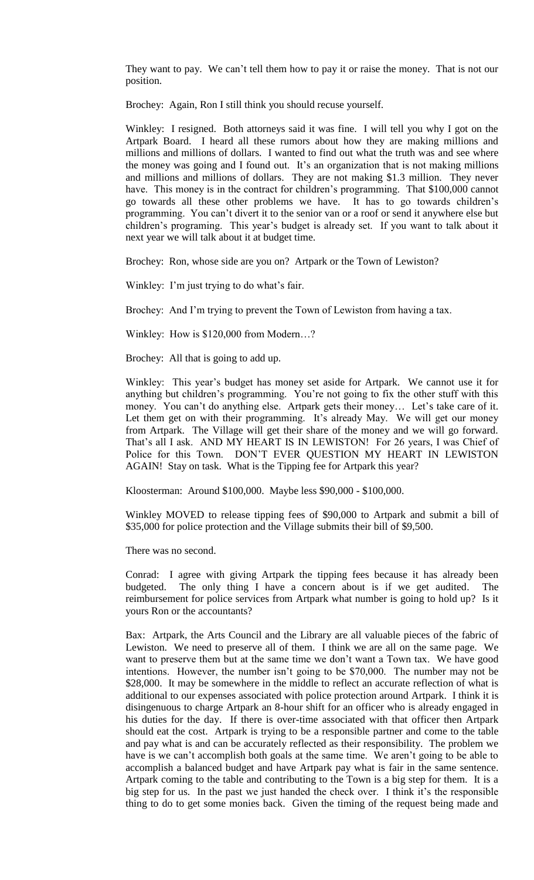They want to pay. We can't tell them how to pay it or raise the money. That is not our position.

Brochey: Again, Ron I still think you should recuse yourself.

Winkley: I resigned. Both attorneys said it was fine. I will tell you why I got on the Artpark Board. I heard all these rumors about how they are making millions and millions and millions of dollars. I wanted to find out what the truth was and see where the money was going and I found out. It's an organization that is not making millions and millions and millions of dollars. They are not making $1.3 million. They never have. This money is in the contract for children's programming. That $100,000 cannot go towards all these other problems we have. It has to go towards children's programming. You can't divert it to the senior van or a roof or send it anywhere else but children's programing. This year's budget is already set. If you want to talk about it next year we will talk about it at budget time.

Brochey: Ron, whose side are you on? Artpark or the Town of Lewiston?

Winkley: I'm just trying to do what's fair.

Brochey: And I'm trying to prevent the Town of Lewiston from having a tax.

Winkley: How is $120,000 from Modern…?

Brochey: All that is going to add up.

Winkley: This year's budget has money set aside for Artpark. We cannot use it for anything but children's programming. You're not going to fix the other stuff with this money. You can't do anything else. Artpark gets their money… Let's take care of it. Let them get on with their programming. It's already May. We will get our money from Artpark. The Village will get their share of the money and we will go forward. That's all I ask. AND MY HEART IS IN LEWISTON! For 26 years, I was Chief of Police for this Town. DON'T EVER QUESTION MY HEART IN LEWISTON AGAIN! Stay on task. What is the Tipping fee for Artpark this year?

Kloosterman: Around $100,000. Maybe less $90,000 - $100,000.

Winkley MOVED to release tipping fees of $90,000 to Artpark and submit a bill of $35,000 for police protection and the Village submits their bill of $9,500.

There was no second.

Conrad: I agree with giving Artpark the tipping fees because it has already been budgeted. The only thing I have a concern about is if we get audited. The reimbursement for police services from Artpark what number is going to hold up? Is it yours Ron or the accountants?

Bax: Artpark, the Arts Council and the Library are all valuable pieces of the fabric of Lewiston. We need to preserve all of them. I think we are all on the same page. We want to preserve them but at the same time we don't want a Town tax. We have good intentions. However, the number isn't going to be $70,000. The number may not be $28,000. It may be somewhere in the middle to reflect an accurate reflection of what is additional to our expenses associated with police protection around Artpark. I think it is disingenuous to charge Artpark an 8-hour shift for an officer who is already engaged in his duties for the day. If there is over-time associated with that officer then Artpark should eat the cost. Artpark is trying to be a responsible partner and come to the table and pay what is and can be accurately reflected as their responsibility. The problem we have is we can't accomplish both goals at the same time. We aren't going to be able to accomplish a balanced budget and have Artpark pay what is fair in the same sentence. Artpark coming to the table and contributing to the Town is a big step for them. It is a big step for us. In the past we just handed the check over. I think it's the responsible thing to do to get some monies back. Given the timing of the request being made and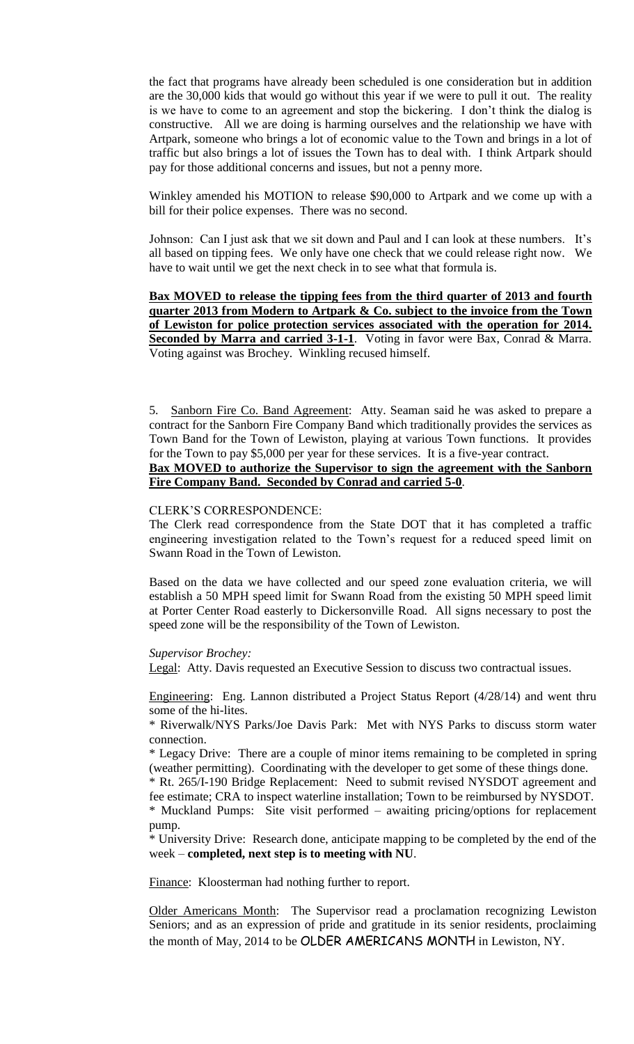the fact that programs have already been scheduled is one consideration but in addition are the 30,000 kids that would go without this year if we were to pull it out. The reality is we have to come to an agreement and stop the bickering. I don't think the dialog is constructive. All we are doing is harming ourselves and the relationship we have with Artpark, someone who brings a lot of economic value to the Town and brings in a lot of traffic but also brings a lot of issues the Town has to deal with. I think Artpark should pay for those additional concerns and issues, but not a penny more.

Winkley amended his MOTION to release $90,000 to Artpark and we come up with a bill for their police expenses. There was no second.

Johnson: Can I just ask that we sit down and Paul and I can look at these numbers. It's all based on tipping fees. We only have one check that we could release right now. We have to wait until we get the next check in to see what that formula is.

**Bax MOVED to release the tipping fees from the third quarter of 2013 and fourth quarter 2013 from Modern to Artpark & Co. subject to the invoice from the Town of Lewiston for police protection services associated with the operation for 2014. Seconded by Marra and carried 3-1-1**. Voting in favor were Bax, Conrad & Marra. Voting against was Brochey. Winkling recused himself.

5. Sanborn Fire Co. Band Agreement: Atty. Seaman said he was asked to prepare a contract for the Sanborn Fire Company Band which traditionally provides the services as Town Band for the Town of Lewiston, playing at various Town functions. It provides for the Town to pay $5,000 per year for these services. It is a five-year contract.
**Bax MOVED to authorize the Supervisor to sign the agreement with the Sanborn Fire Company Band. Seconded by Conrad and carried 5-0**.

CLERK'S CORRESPONDENCE:
The Clerk read correspondence from the State DOT that it has completed a traffic engineering investigation related to the Town's request for a reduced speed limit on Swann Road in the Town of Lewiston.

Based on the data we have collected and our speed zone evaluation criteria, we will establish a 50 MPH speed limit for Swann Road from the existing 50 MPH speed limit at Porter Center Road easterly to Dickersonville Road. All signs necessary to post the speed zone will be the responsibility of the Town of Lewiston.

*Supervisor Brochey:*

Legal: Atty. Davis requested an Executive Session to discuss two contractual issues.

Engineering: Eng. Lannon distributed a Project Status Report (4/28/14) and went thru some of the hi-lites.

* Riverwalk/NYS Parks/Joe Davis Park: Met with NYS Parks to discuss storm water connection.
* Legacy Drive: There are a couple of minor items remaining to be completed in spring (weather permitting). Coordinating with the developer to get some of these things done.
* Rt. 265/I-190 Bridge Replacement: Need to submit revised NYSDOT agreement and fee estimate; CRA to inspect waterline installation; Town to be reimbursed by NYSDOT.
* Muckland Pumps: Site visit performed – awaiting pricing/options for replacement pump.
* University Drive: Research done, anticipate mapping to be completed by the end of the week – **completed, next step is to meeting with NU**.

Finance: Kloosterman had nothing further to report.

Older Americans Month: The Supervisor read a proclamation recognizing Lewiston Seniors; and as an expression of pride and gratitude in its senior residents, proclaiming the month of May, 2014 to be OLDER AMERICANS MONTH in Lewiston, NY.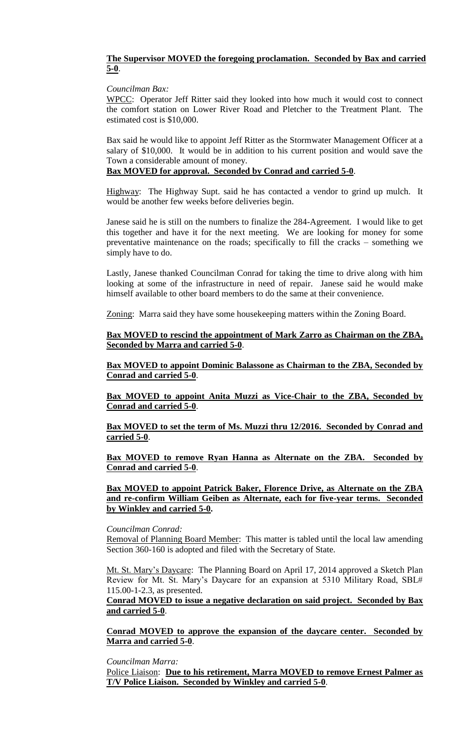**The Supervisor MOVED the foregoing proclamation. Seconded by Bax and carried 5-0**.

*Councilman Bax:*

WPCC: Operator Jeff Ritter said they looked into how much it would cost to connect the comfort station on Lower River Road and Pletcher to the Treatment Plant. The estimated cost is $10,000.

Bax said he would like to appoint Jeff Ritter as the Stormwater Management Officer at a salary of $10,000. It would be in addition to his current position and would save the Town a considerable amount of money.

**Bax MOVED for approval. Seconded by Conrad and carried 5-0**.

Highway: The Highway Supt. said he has contacted a vendor to grind up mulch. It would be another few weeks before deliveries begin.

Janese said he is still on the numbers to finalize the 284-Agreement. I would like to get this together and have it for the next meeting. We are looking for money for some preventative maintenance on the roads; specifically to fill the cracks – something we simply have to do.

Lastly, Janese thanked Councilman Conrad for taking the time to drive along with him looking at some of the infrastructure in need of repair. Janese said he would make himself available to other board members to do the same at their convenience.

Zoning: Marra said they have some housekeeping matters within the Zoning Board.

**Bax MOVED to rescind the appointment of Mark Zarro as Chairman on the ZBA, Seconded by Marra and carried 5-0**.

**Bax MOVED to appoint Dominic Balassone as Chairman to the ZBA, Seconded by Conrad and carried 5-0**.

**Bax MOVED to appoint Anita Muzzi as Vice-Chair to the ZBA, Seconded by Conrad and carried 5-0**.

**Bax MOVED to set the term of Ms. Muzzi thru 12/2016. Seconded by Conrad and carried 5-0**.

**Bax MOVED to remove Ryan Hanna as Alternate on the ZBA. Seconded by Conrad and carried 5-0**.

**Bax MOVED to appoint Patrick Baker, Florence Drive, as Alternate on the ZBA and re-confirm William Geiben as Alternate, each for five-year terms. Seconded by Winkley and carried 5-0.**

*Councilman Conrad:*

Removal of Planning Board Member: This matter is tabled until the local law amending Section 360-160 is adopted and filed with the Secretary of State.

Mt. St. Mary's Daycare: The Planning Board on April 17, 2014 approved a Sketch Plan Review for Mt. St. Mary's Daycare for an expansion at 5310 Military Road, SBL# 115.00-1-2.3, as presented.

**Conrad MOVED to issue a negative declaration on said project. Seconded by Bax and carried 5-0**.

**Conrad MOVED to approve the expansion of the daycare center. Seconded by Marra and carried 5-0**.

*Councilman Marra:*

Police Liaison: **Due to his retirement, Marra MOVED to remove Ernest Palmer as T/V Police Liaison. Seconded by Winkley and carried 5-0**.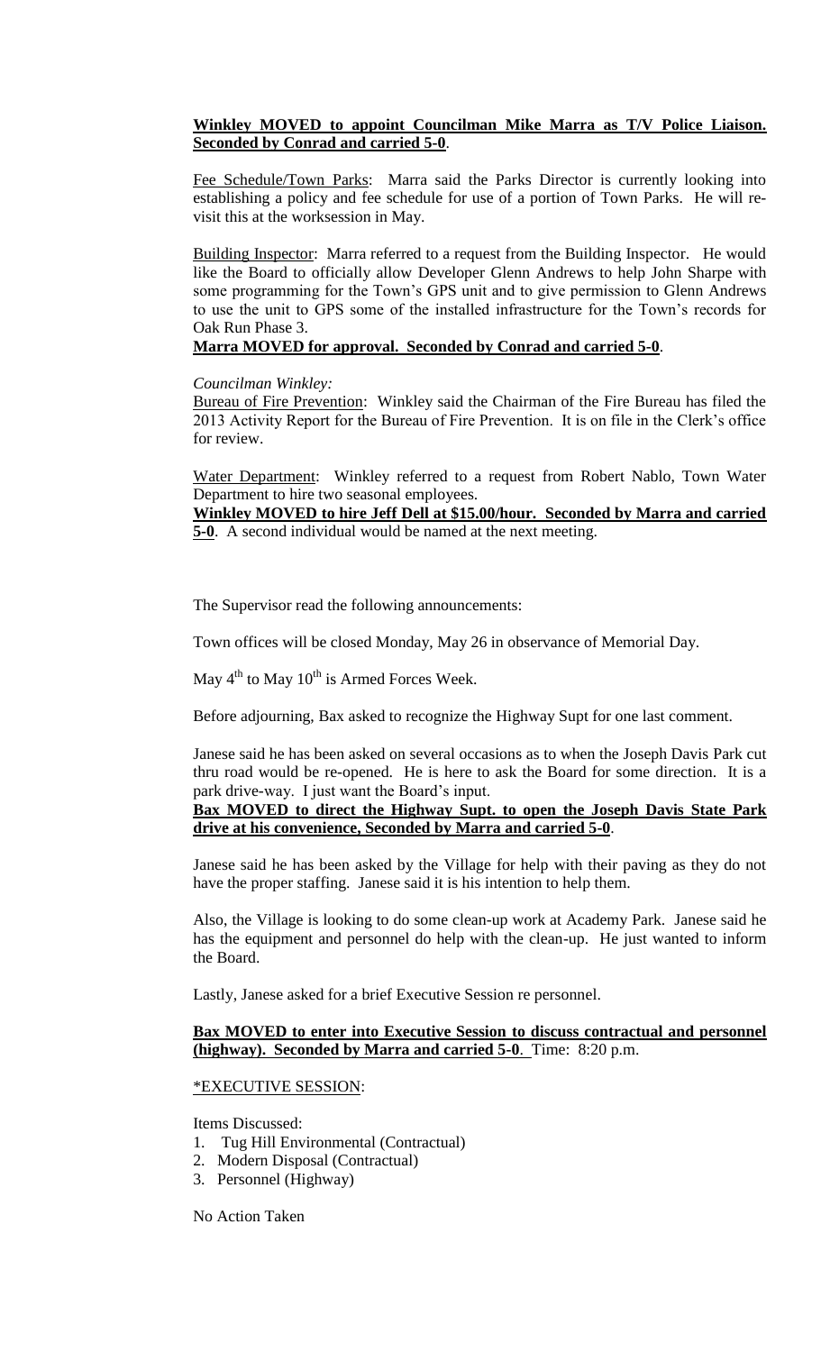**Winkley MOVED to appoint Councilman Mike Marra as T/V Police Liaison. Seconded by Conrad and carried 5-0**.

Fee Schedule/Town Parks: Marra said the Parks Director is currently looking into establishing a policy and fee schedule for use of a portion of Town Parks. He will re-visit this at the worksession in May.

Building Inspector: Marra referred to a request from the Building Inspector. He would like the Board to officially allow Developer Glenn Andrews to help John Sharpe with some programming for the Town's GPS unit and to give permission to Glenn Andrews to use the unit to GPS some of the installed infrastructure for the Town's records for Oak Run Phase 3.

**Marra MOVED for approval. Seconded by Conrad and carried 5-0**.

*Councilman Winkley:*

Bureau of Fire Prevention: Winkley said the Chairman of the Fire Bureau has filed the 2013 Activity Report for the Bureau of Fire Prevention. It is on file in the Clerk's office for review.

Water Department: Winkley referred to a request from Robert Nablo, Town Water Department to hire two seasonal employees.

**Winkley MOVED to hire Jeff Dell at $15.00/hour. Seconded by Marra and carried 5-0**. A second individual would be named at the next meeting.

The Supervisor read the following announcements:

Town offices will be closed Monday, May 26 in observance of Memorial Day.

May 4th to May 10th is Armed Forces Week.

Before adjourning, Bax asked to recognize the Highway Supt for one last comment.

Janese said he has been asked on several occasions as to when the Joseph Davis Park cut thru road would be re-opened. He is here to ask the Board for some direction. It is a park drive-way. I just want the Board's input.

**Bax MOVED to direct the Highway Supt. to open the Joseph Davis State Park drive at his convenience, Seconded by Marra and carried 5-0**.

Janese said he has been asked by the Village for help with their paving as they do not have the proper staffing. Janese said it is his intention to help them.

Also, the Village is looking to do some clean-up work at Academy Park. Janese said he has the equipment and personnel do help with the clean-up. He just wanted to inform the Board.

Lastly, Janese asked for a brief Executive Session re personnel.

**Bax MOVED to enter into Executive Session to discuss contractual and personnel (highway). Seconded by Marra and carried 5-0**. Time: 8:20 p.m.

*EXECUTIVE SESSION:

Items Discussed:

1. Tug Hill Environmental (Contractual)
2. Modern Disposal (Contractual)
3. Personnel (Highway)

No Action Taken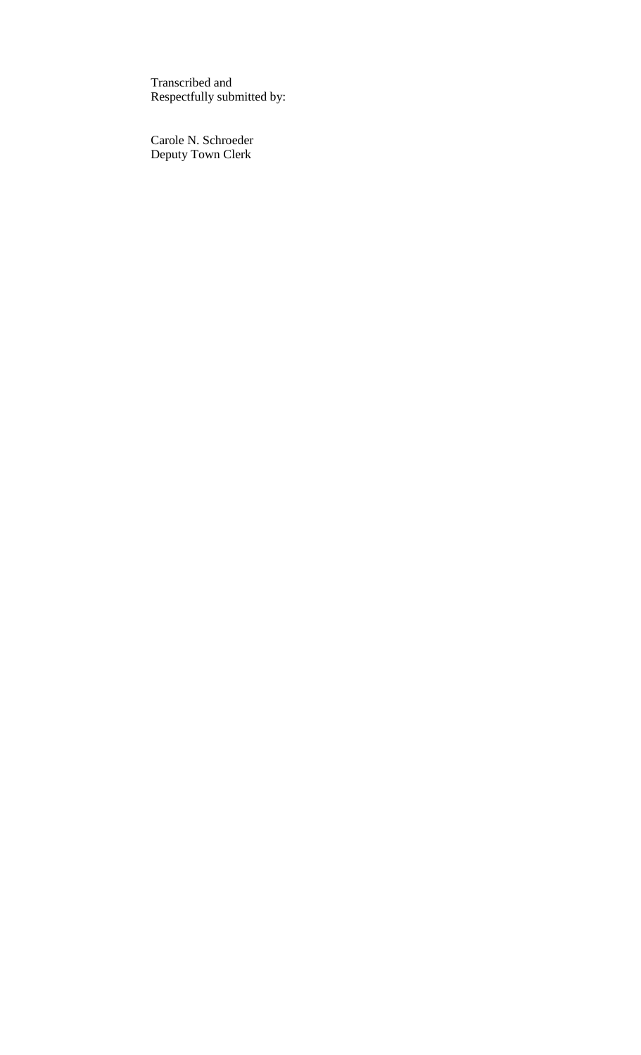Transcribed and
Respectfully submitted by:

Carole N. Schroeder
Deputy Town Clerk